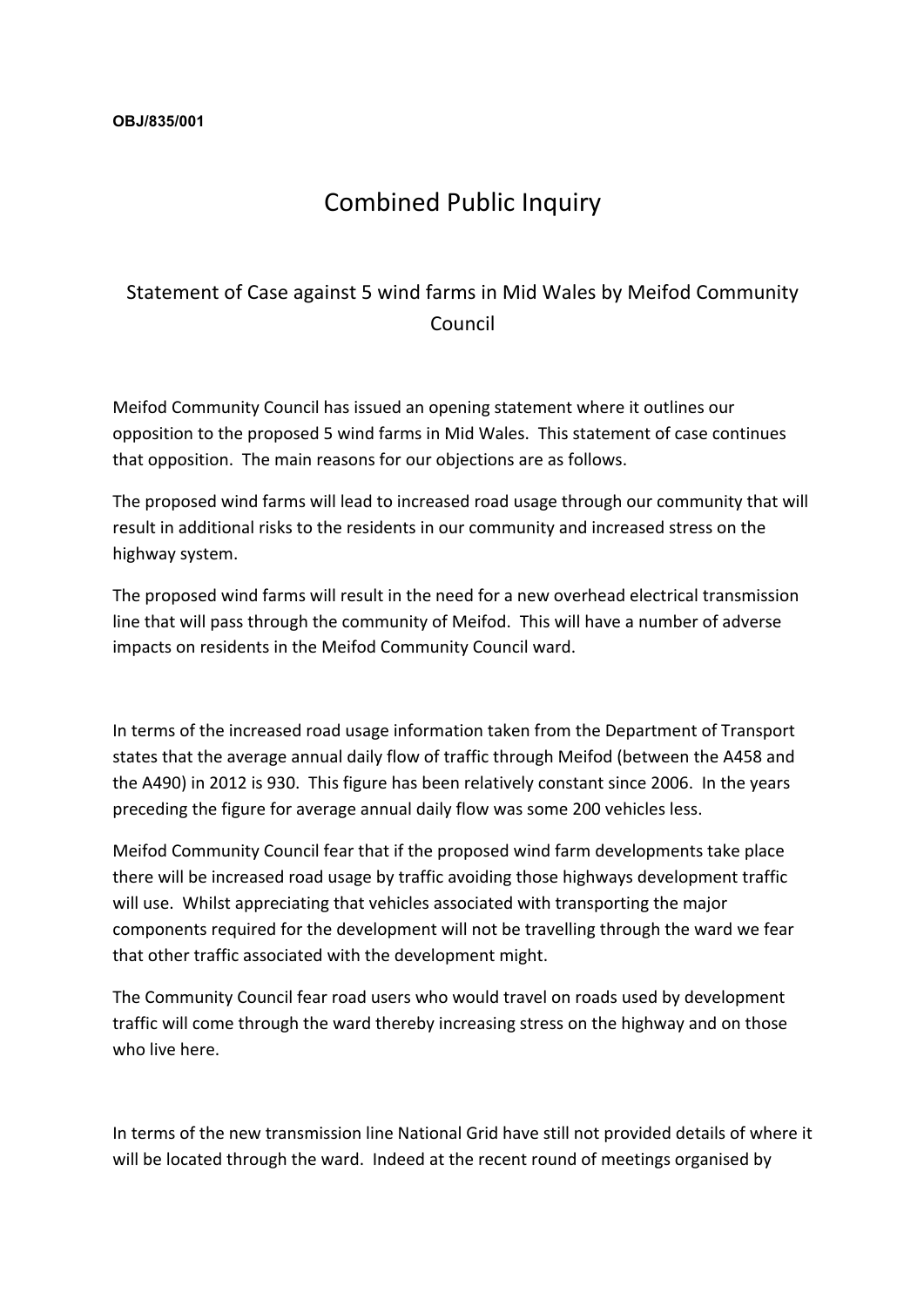**OBJ/835/001**

# Combined Public Inquiry

## Statement of Case against 5 wind farms in Mid Wales by Meifod Community Council

Meifod Community Council has issued an opening statement where it outlines our opposition to the proposed 5 wind farms in Mid Wales. This statement of case continues that opposition. The main reasons for our objections are as follows.

The proposed wind farms will lead to increased road usage through our community that will result in additional risks to the residents in our community and increased stress on the highway system.

The proposed wind farms will result in the need for a new overhead electrical transmission line that will pass through the community of Meifod. This will have a number of adverse impacts on residents in the Meifod Community Council ward.

In terms of the increased road usage information taken from the Department of Transport states that the average annual daily flow of traffic through Meifod (between the A458 and the A490) in 2012 is 930. This figure has been relatively constant since 2006. In the years preceding the figure for average annual daily flow was some 200 vehicles less.

Meifod Community Council fear that if the proposed wind farm developments take place there will be increased road usage by traffic avoiding those highways development traffic will use. Whilst appreciating that vehicles associated with transporting the major components required for the development will not be travelling through the ward we fear that other traffic associated with the development might.

The Community Council fear road users who would travel on roads used by development traffic will come through the ward thereby increasing stress on the highway and on those who live here.

In terms of the new transmission line National Grid have still not provided details of where it will be located through the ward. Indeed at the recent round of meetings organised by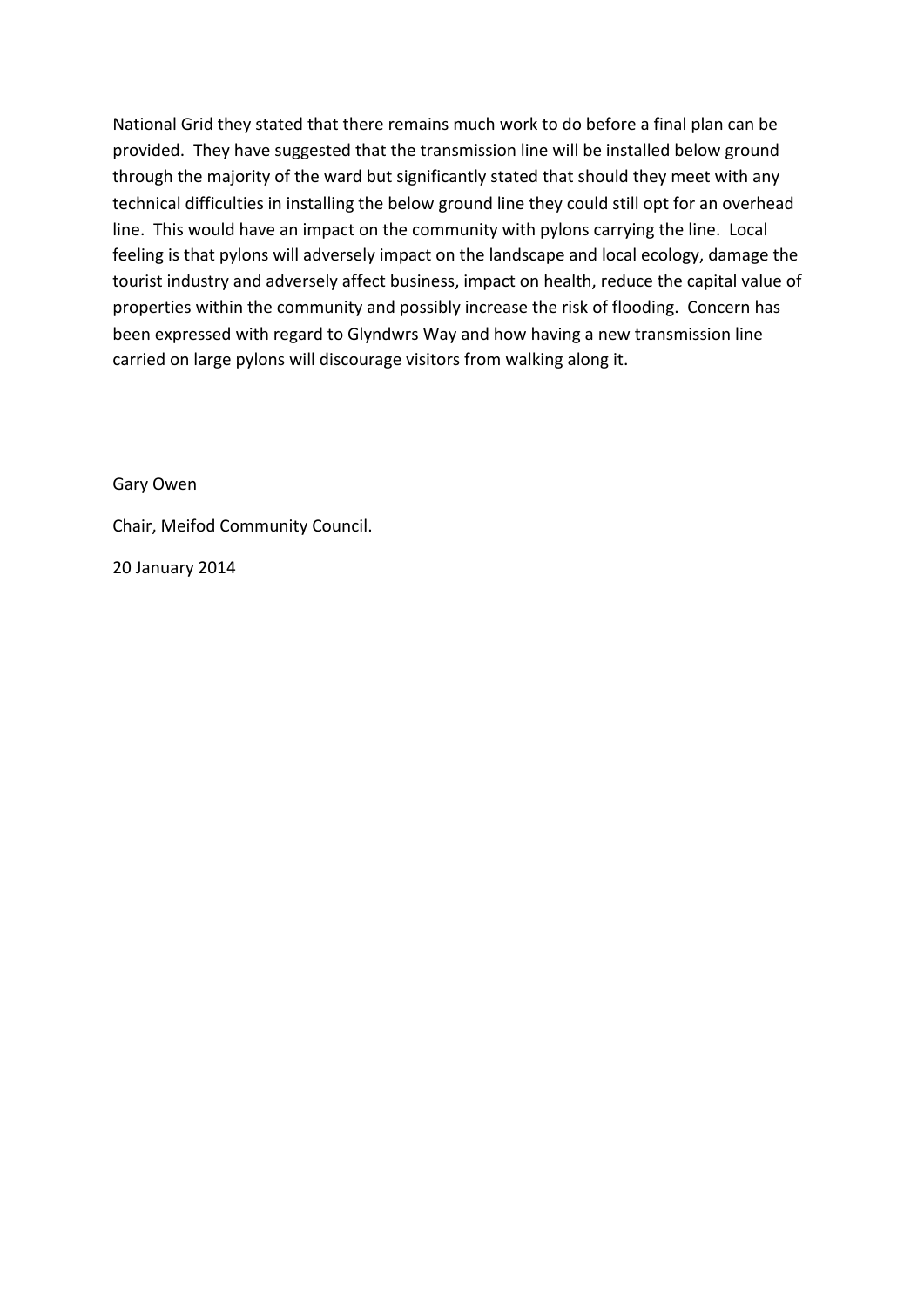National Grid they stated that there remains much work to do before a final plan can be provided. They have suggested that the transmission line will be installed below ground through the majority of the ward but significantly stated that should they meet with any technical difficulties in installing the below ground line they could still opt for an overhead line. This would have an impact on the community with pylons carrying the line. Local feeling is that pylons will adversely impact on the landscape and local ecology, damage the tourist industry and adversely affect business, impact on health, reduce the capital value of properties within the community and possibly increase the risk of flooding. Concern has been expressed with regard to Glyndwrs Way and how having a new transmission line carried on large pylons will discourage visitors from walking along it.

Gary Owen

Chair, Meifod Community Council.

20 January 2014